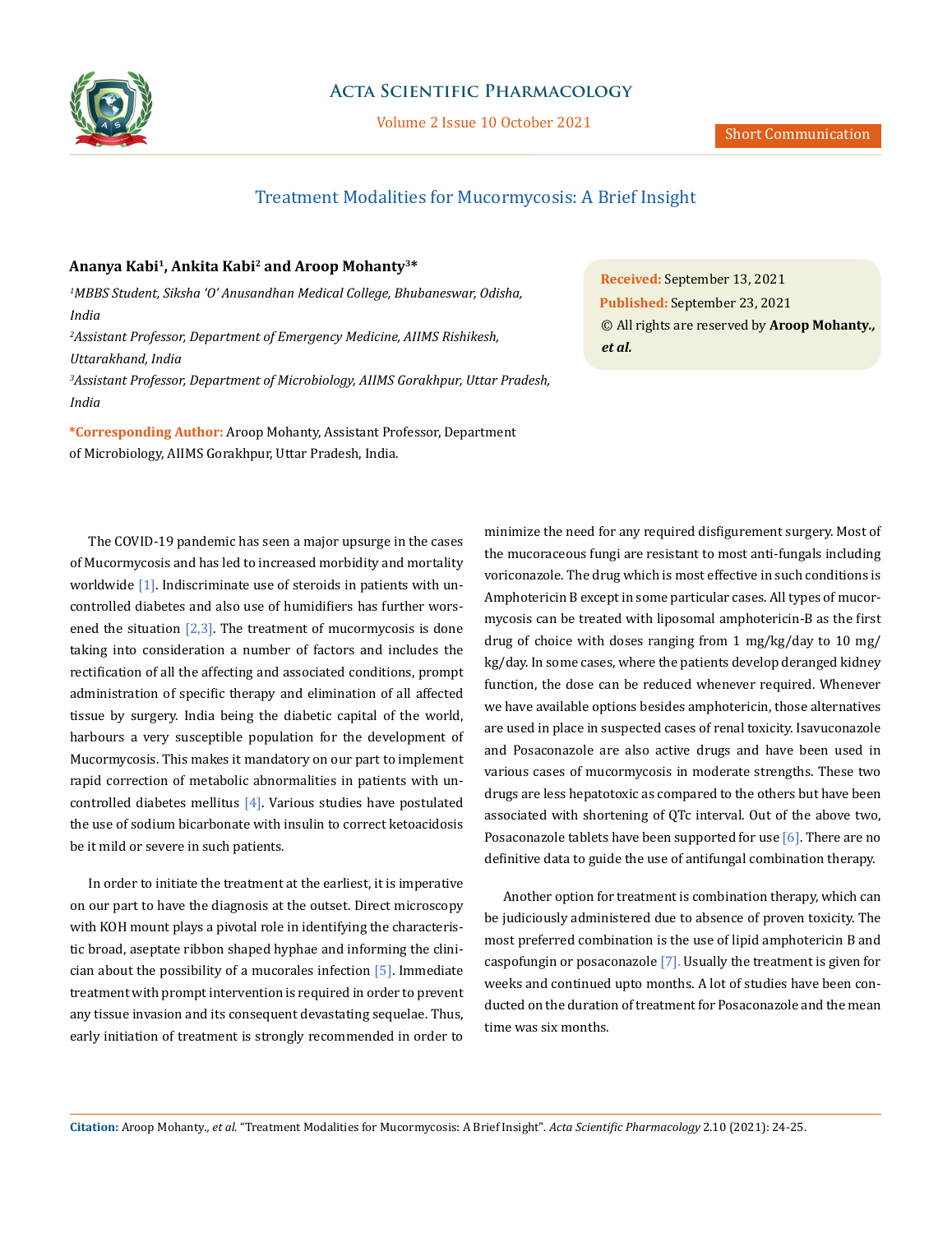Short Communication

# Treatment Modalities for Mucormycosis: A Brief Insight

**Ananya Kabi[1], Ankita Kabi[2] and Aroop Mohanty[3]***

*[1]MBBS Student, Siksha 'O' Anusandhan Medical College, Bhubaneswar, Odisha, India*

*[2]Assistant Professor, Department of Emergency Medicine, AIIMS Rishikesh, Uttarakhand, India*

*[3]Assistant Professor, Department of Microbiology, AIIMS Gorakhpur, Uttar Pradesh, India*

**\*Corresponding Author:** Aroop Mohanty, Assistant Professor, Department of Microbiology, AIIMS Gorakhpur, Uttar Pradesh, India.

**Received:** September 13, 2021
**Published:** September 23, 2021
© All rights are reserved by **Aroop Mohanty., *et al.***

The COVID-19 pandemic has seen a major upsurge in the cases of Mucormycosis and has led to increased morbidity and mortality worldwide [1]. Indiscriminate use of steroids in patients with uncontrolled diabetes and also use of humidifiers has further worsened the situation [2,3]. The treatment of mucormycosis is done taking into consideration a number of factors and includes the rectification of all the affecting and associated conditions, prompt administration of specific therapy and elimination of all affected tissue by surgery. India being the diabetic capital of the world, harbours a very susceptible population for the development of Mucormycosis. This makes it mandatory on our part to implement rapid correction of metabolic abnormalities in patients with uncontrolled diabetes mellitus [4]. Various studies have postulated the use of sodium bicarbonate with insulin to correct ketoacidosis be it mild or severe in such patients.

In order to initiate the treatment at the earliest, it is imperative on our part to have the diagnosis at the outset. Direct microscopy with KOH mount plays a pivotal role in identifying the characteristic broad, aseptate ribbon shaped hyphae and informing the clinician about the possibility of a mucorales infection [5]. Immediate treatment with prompt intervention is required in order to prevent any tissue invasion and its consequent devastating sequelae. Thus, early initiation of treatment is strongly recommended in order to minimize the need for any required disfigurement surgery. Most of the mucoraceous fungi are resistant to most anti-fungals including voriconazole. The drug which is most effective in such conditions is Amphotericin B except in some particular cases. All types of mucormycosis can be treated with liposomal amphotericin-B as the first drug of choice with doses ranging from 1 mg/kg/day to 10 mg/kg/day. In some cases, where the patients develop deranged kidney function, the dose can be reduced whenever required. Whenever we have available options besides amphotericin, those alternatives are used in place in suspected cases of renal toxicity. Isavuconazole and Posaconazole are also active drugs and have been used in various cases of mucormycosis in moderate strengths. These two drugs are less hepatotoxic as compared to the others but have been associated with shortening of QTc interval. Out of the above two, Posaconazole tablets have been supported for use [6]. There are no definitive data to guide the use of antifungal combination therapy.

Another option for treatment is combination therapy, which can be judiciously administered due to absence of proven toxicity. The most preferred combination is the use of lipid amphotericin B and caspofungin or posaconazole [7]. Usually the treatment is given for weeks and continued upto months. A lot of studies have been conducted on the duration of treatment for Posaconazole and the mean time was six months.

**Citation:** Aroop Mohanty., *et al.* "Treatment Modalities for Mucormycosis: A Brief Insight". *Acta Scientific Pharmacology* 2.10 (2021): 24-25.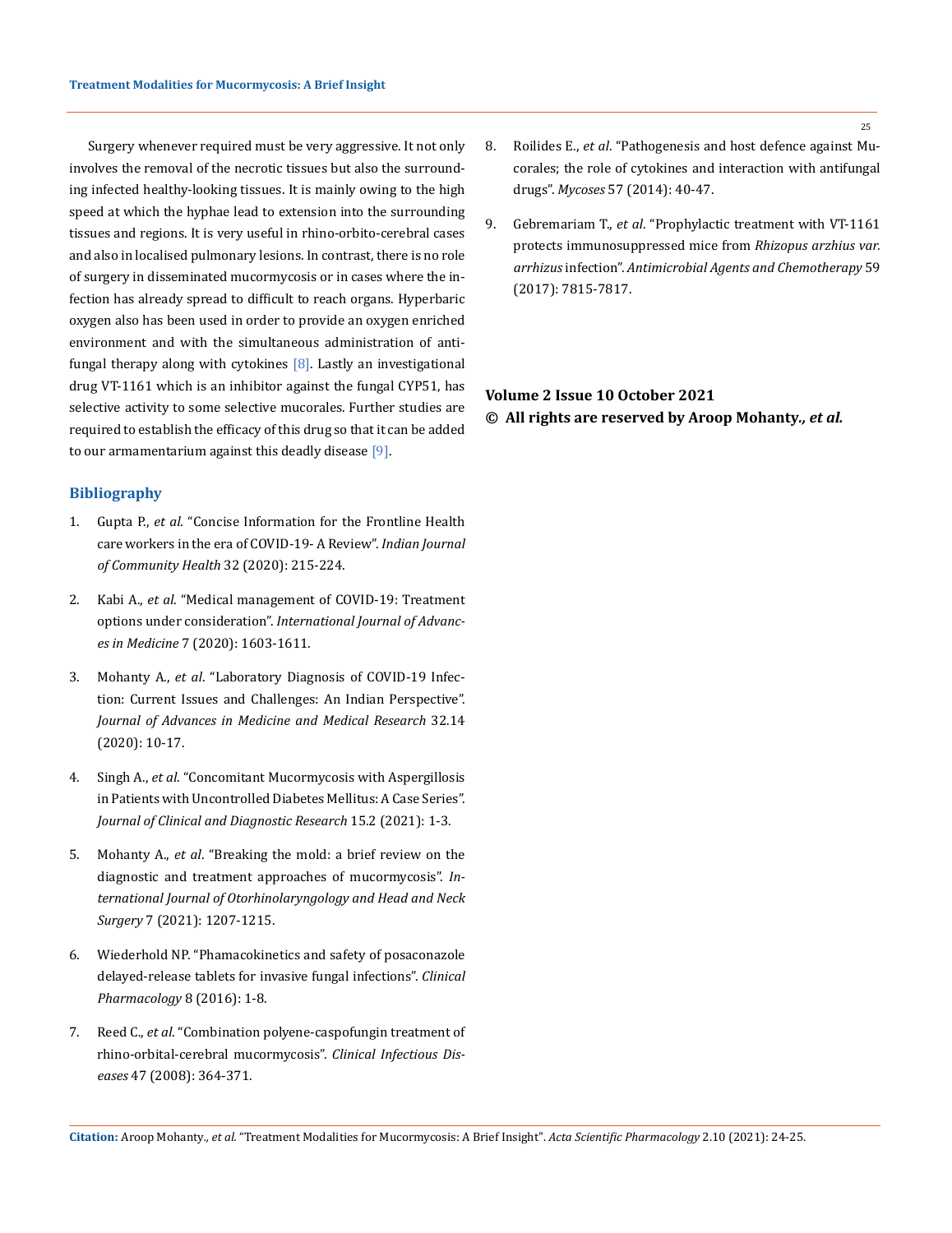Surgery whenever required must be very aggressive. It not only involves the removal of the necrotic tissues but also the surrounding infected healthy-looking tissues. It is mainly owing to the high speed at which the hyphae lead to extension into the surrounding tissues and regions. It is very useful in rhino-orbito-cerebral cases and also in localised pulmonary lesions. In contrast, there is no role of surgery in disseminated mucormycosis or in cases where the infection has already spread to difficult to reach organs. Hyperbaric oxygen also has been used in order to provide an oxygen enriched environment and with the simultaneous administration of antifungal therapy along with cytokines [8]. Lastly an investigational drug VT-1161 which is an inhibitor against the fungal CYP51, has selective activity to some selective mucorales. Further studies are required to establish the efficacy of this drug so that it can be added to our armamentarium against this deadly disease [9].

## Bibliography

1. Gupta P., *et al.* "Concise Information for the Frontline Health care workers in the era of COVID-19- A Review". *Indian Journal of Community Health* 32 (2020): 215-224.
2. Kabi A., *et al*. "Medical management of COVID-19: Treatment options under consideration". *International Journal of Advances in Medicine* 7 (2020): 1603-1611.
3. Mohanty A., *et al*. "Laboratory Diagnosis of COVID-19 Infection: Current Issues and Challenges: An Indian Perspective". *Journal of Advances in Medicine and Medical Research* 32.14 (2020): 10-17.
4. Singh A., *et al*. "Concomitant Mucormycosis with Aspergillosis in Patients with Uncontrolled Diabetes Mellitus: A Case Series". *Journal of Clinical and Diagnostic Research* 15.2 (2021): 1-3.
5. Mohanty A., *et al*. "Breaking the mold: a brief review on the diagnostic and treatment approaches of mucormycosis". *International Journal of Otorhinolaryngology and Head and Neck Surgery* 7 (2021): 1207-1215.
6. Wiederhold NP. "Phamacokinetics and safety of posaconazole delayed-release tablets for invasive fungal infections". *Clinical Pharmacology* 8 (2016): 1-8.
7. Reed C., *et al*. "Combination polyene-caspofungin treatment of rhino-orbital-cerebral mucormycosis". *Clinical Infectious Diseases* 47 (2008): 364-371.
8. Roilides E., *et al*. "Pathogenesis and host defence against Mucorales; the role of cytokines and interaction with antifungal drugs". *Mycoses* 57 (2014): 40-47.
9. Gebremariam T., *et al*. "Prophylactic treatment with VT-1161 protects immunosuppressed mice from *Rhizopus arzhius var. arrhizus* infection". *Antimicrobial Agents and Chemotherapy* 59 (2017): 7815-7817.

**Volume 2 Issue 10 October 2021**
**© All rights are reserved by Aroop Mohanty., *et al.***